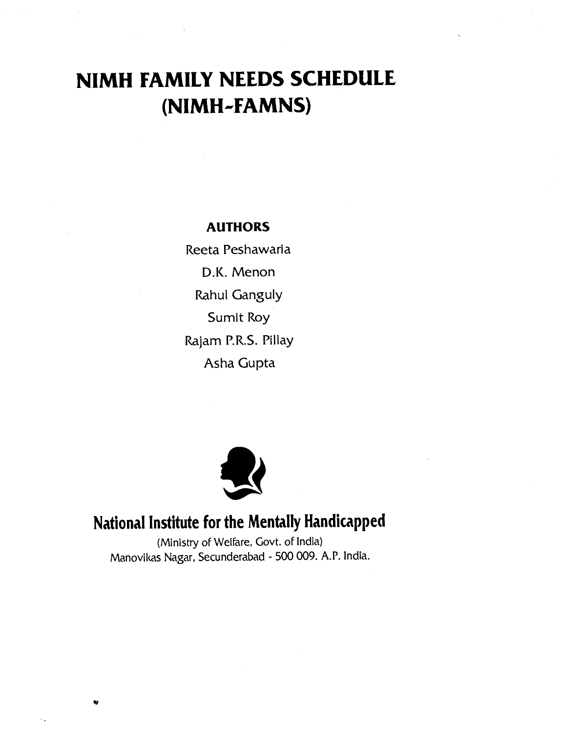# NIMH FAMILY NEEDS SCHEDULE (NIMH-FAMNS)

**AUTHORS**

Reeta Peshawaria

D.K. Menon

Rahul Ganguly

Sumit Roy

Rajam P.R.S. Pillay

Asha Gupta

## National Institute for the Mentally Handicapped

(Ministry of Welfare, Govt. of India)
Manovikas Nagar, Secunderabad - 500 009. A.P. India.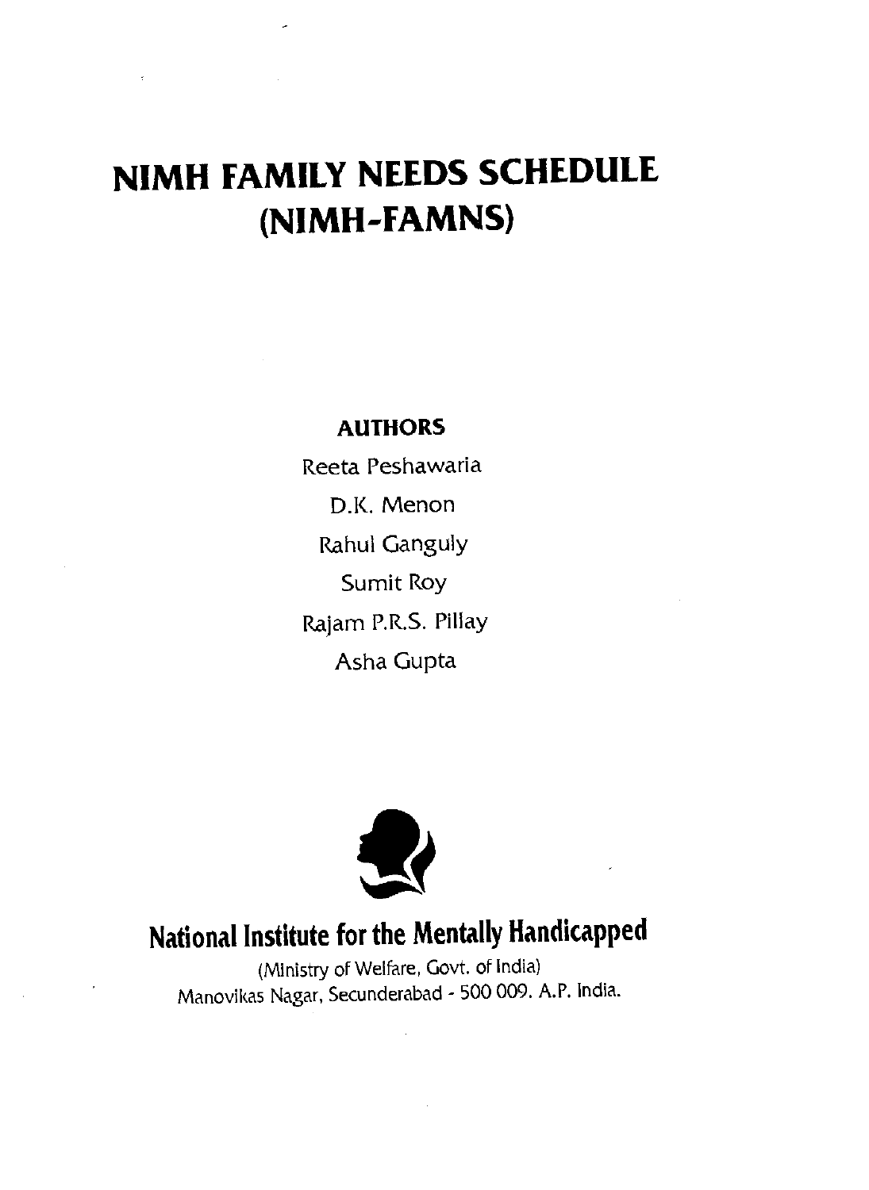# NIMH FAMILY NEEDS SCHEDULE (NIMH-FAMNS)

**AUTHORS**

Reeta Peshawaria

D.K. Menon

Rahul Ganguly

Sumit Roy

Rajam P.R.S. Pillay

Asha Gupta

## National Institute for the Mentally Handicapped

(Ministry of Welfare, Govt. of India)
Manovikas Nagar, Secunderabad - 500 009. A.P. India.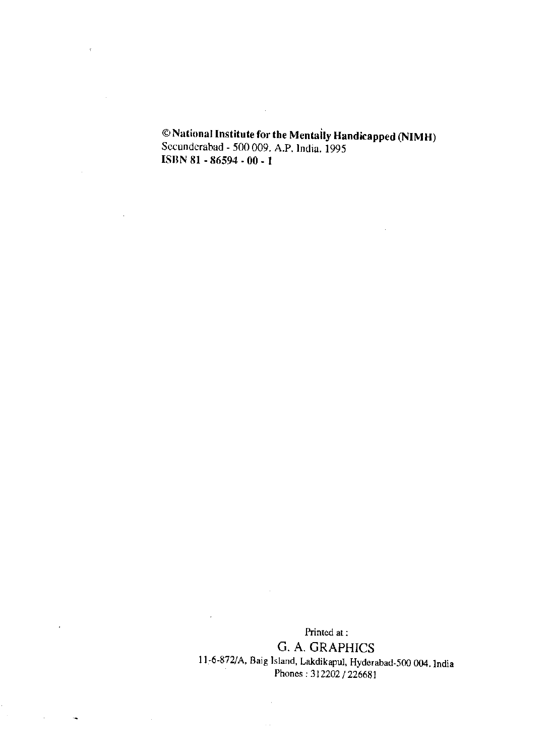**© National Institute for the Mentally Handicapped (NIMH)**
Secunderabad - 500 009. A.P. India. 1995
**ISBN 81 - 86594 - 00 - 1**

Printed at :

G. A. GRAPHICS

11-6-872/A, Baig Island, Lakdikapul, Hyderabad-500 004. India

Phones : 312202 / 226681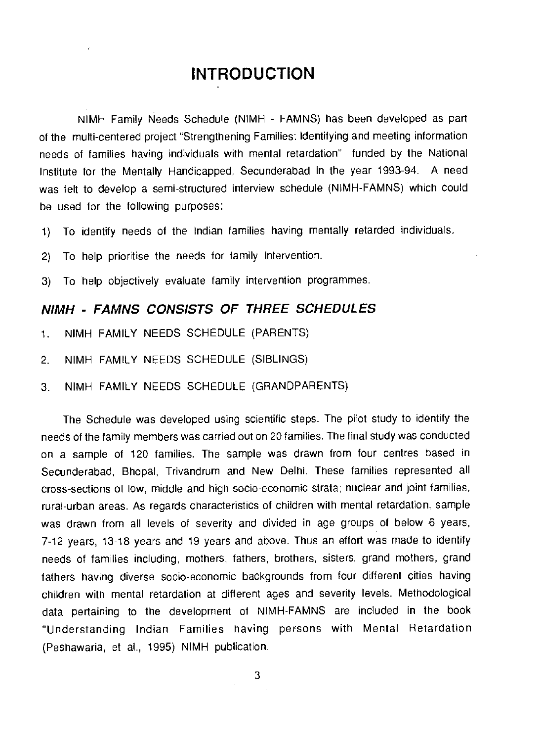# INTRODUCTION

NIMH Family Needs Schedule (NIMH - FAMNS) has been developed as part of the multi-centered project "Strengthening Families: Identifying and meeting information needs of families having individuals with mental retardation" funded by the National Institute for the Mentally Handicapped, Secunderabad in the year 1993-94. A need was felt to develop a semi-structured interview schedule (NIMH-FAMNS) which could be used for the following purposes:

1) To identify needs of the Indian families having mentally retarded individuals.
2) To help prioritise the needs for family intervention.
3) To help objectively evaluate family intervention programmes.

## *NIMH - FAMNS CONSISTS OF THREE SCHEDULES*

1. NIMH FAMILY NEEDS SCHEDULE (PARENTS)
2. NIMH FAMILY NEEDS SCHEDULE (SIBLINGS)
3. NIMH FAMILY NEEDS SCHEDULE (GRANDPARENTS)

The Schedule was developed using scientific steps. The pilot study to identify the needs of the family members was carried out on 20 families. The final study was conducted on a sample of 120 families. The sample was drawn from four centres based in Secunderabad, Bhopal, Trivandrum and New Delhi. These families represented all cross-sections of low, middle and high socio-economic strata; nuclear and joint families, rural-urban areas. As regards characteristics of children with mental retardation, sample was drawn from all levels of severity and divided in age groups of below 6 years, 7-12 years, 13-18 years and 19 years and above. Thus an effort was made to identify needs of families including, mothers, fathers, brothers, sisters, grand mothers, grand fathers having diverse socio-economic backgrounds from four different cities having children with mental retardation at different ages and severity levels. Methodological data pertaining to the development of NIMH-FAMNS are included in the book "Understanding Indian Families having persons with Mental Retardation (Peshawaria, et al., 1995) NIMH publication.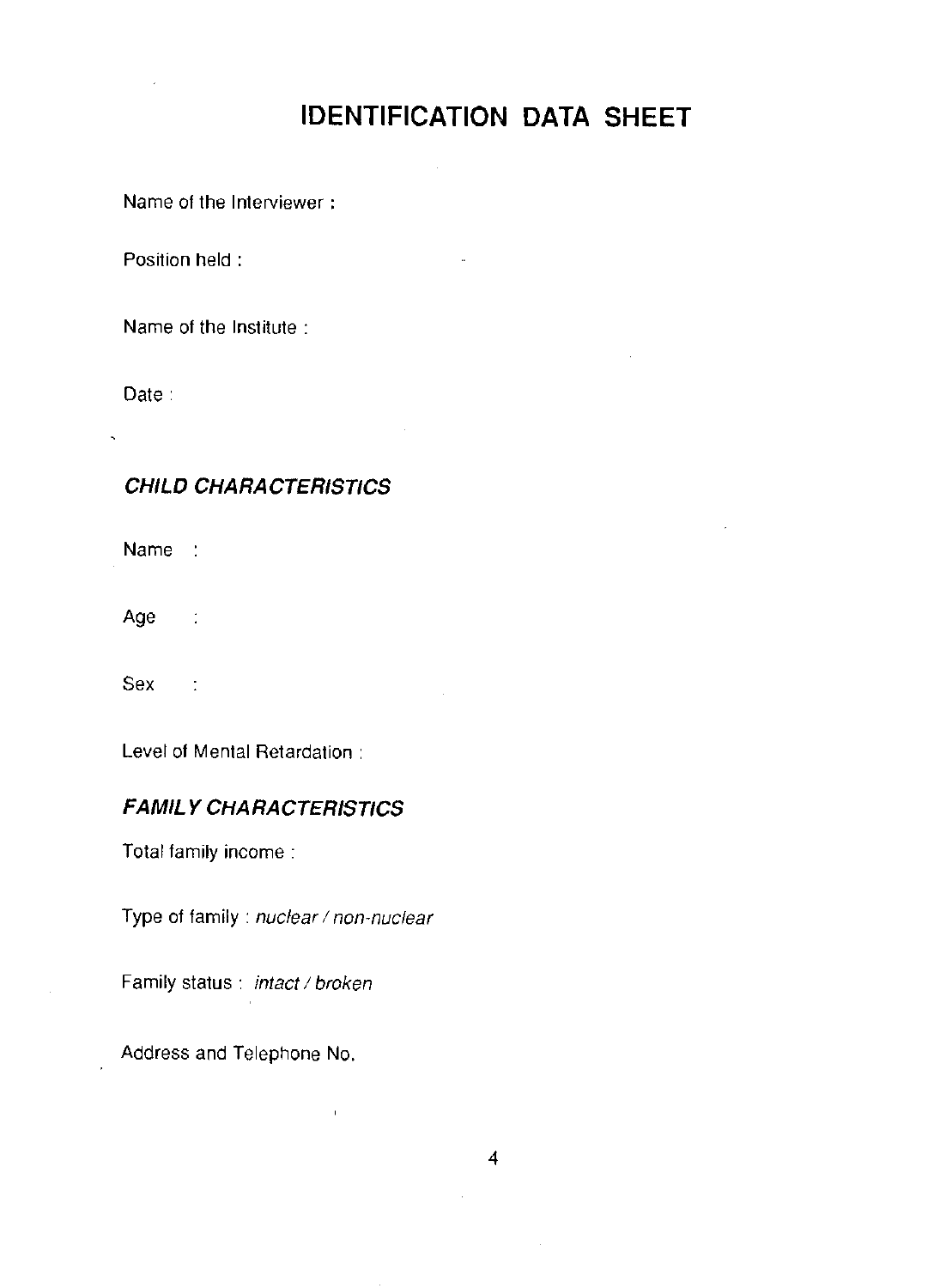# IDENTIFICATION DATA SHEET

Name of the Interviewer :

Position held :

Name of the Institute :

Date :

## *CHILD CHARACTERISTICS*

Name :

Age :

Sex :

Level of Mental Retardation :

## *FAMILY CHARACTERISTICS*

Total family income :

Type of family : *nuclear / non-nuclear*

Family status : *intact / broken*

Address and Telephone No.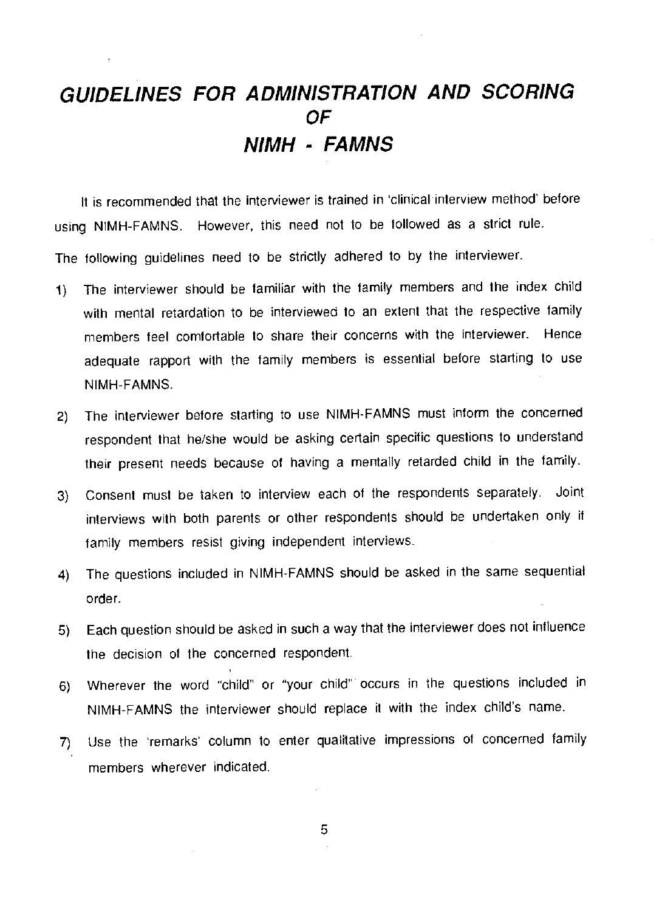# *GUIDELINES FOR ADMINISTRATION AND SCORING OF NIMH - FAMNS*

It is recommended that the interviewer is trained in 'clinical interview method' before using NIMH-FAMNS. However, this need not to be followed as a strict rule.

The following guidelines need to be strictly adhered to by the interviewer.

1) The interviewer should be familiar with the family members and the index child with mental retardation to be interviewed to an extent that the respective family members feel comfortable to share their concerns with the interviewer. Hence adequate rapport with the family members is essential before starting to use NIMH-FAMNS.

2) The interviewer before starting to use NIMH-FAMNS must inform the concerned respondent that he/she would be asking certain specific questions to understand their present needs because of having a mentally retarded child in the family.

3) Consent must be taken to interview each of the respondents separately. Joint interviews with both parents or other respondents should be undertaken only if family members resist giving independent interviews.

4) The questions included in NIMH-FAMNS should be asked in the same sequential order.

5) Each question should be asked in such a way that the interviewer does not influence the decision of the concerned respondent.

6) Wherever the word "child" or "your child" occurs in the questions included in NIMH-FAMNS the interviewer should replace it with the index child's name.

7) Use the 'remarks' column to enter qualitative impressions of concerned family members wherever indicated.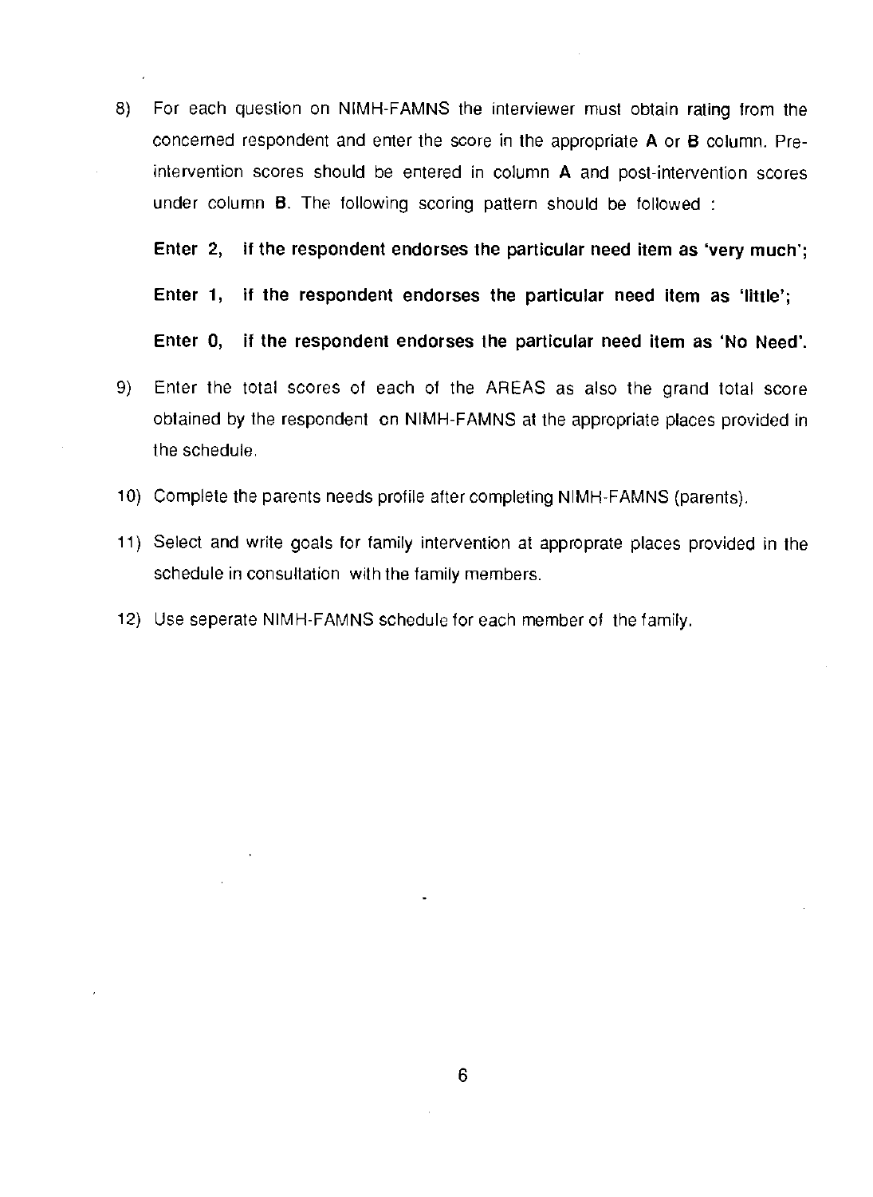8) For each question on NIMH-FAMNS the interviewer must obtain rating from the concerned respondent and enter the score in the appropriate **A** or **B** column. Pre-intervention scores should be entered in column **A** and post-intervention scores under column **B**. The following scoring pattern should be followed :

   **Enter 2, if the respondent endorses the particular need item as 'very much';**

   **Enter 1, if the respondent endorses the particular need item as 'little';**

   **Enter 0, if the respondent endorses the particular need item as 'No Need'.**

9) Enter the total scores of each of the AREAS as also the grand total score obtained by the respondent on NIMH-FAMNS at the appropriate places provided in the schedule.

10) Complete the parents needs profile after completing NIMH-FAMNS (parents).

11) Select and write goals for family intervention at approprate places provided in the schedule in consultation with the family members.

12) Use seperate NIMH-FAMNS schedule for each member of the family.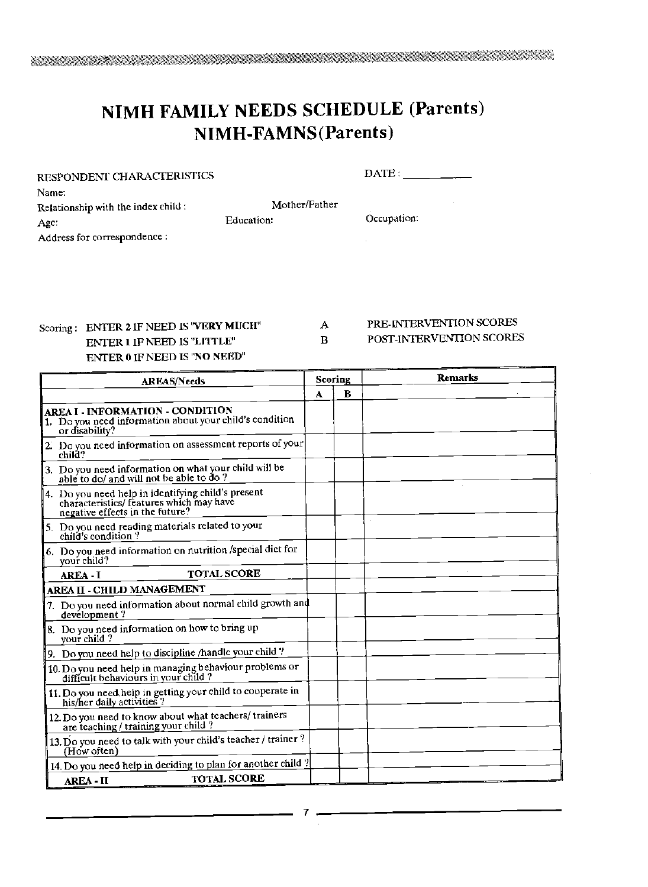# NIMH FAMILY NEEDS SCHEDULE (Parents)
# NIMH-FAMNS(Parents)

RESPONDENT CHARACTERISTICS DATE : ___________

Name:

Relationship with the index child : Mother/Father

Age: Education: Occupation:

Address for correspondence :

Scoring : ENTER 2 IF NEED IS "VERY MUCH"
ENTER 1 IF NEED IS "LITTLE"
ENTER 0 IF NEED IS "NO NEED"

A PRE-INTERVENTION SCORES
B POST-INTERVENTION SCORES

| AREAS/Needs | Scoring | | Remarks |
|---|---|---|---|
| | A | B | |
| **AREA I - INFORMATION - CONDITION**<br>1. Do you need information about your child's condition or disability? | | | |
| 2. Do you need information on assessment reports of your child? | | | |
| 3. Do you need information on what your child will be able to do/ and will not be able to do ? | | | |
| 4. Do you need help in identifying child's present characteristics/ features which may have negative effects in the future? | | | |
| 5. Do you need reading materials related to your child's condition ? | | | |
| 6. Do you need information on nutrition /special diet for your child? | | | |
| **AREA - I TOTAL SCORE** | | | |
| **AREA II - CHILD MANAGEMENT** | | | |
| 7. Do you need information about normal child growth and development ? | | | |
| 8. Do you need information on how to bring up your child ? | | | |
| 9. Do you need help to discipline /handle your child ? | | | |
| 10. Do you need help in managing behaviour problems or difficult behaviours in your child ? | | | |
| 11. Do you need help in getting your child to cooperate in his/her daily activities ? | | | |
| 12. Do you need to know about what teachers/ trainers are teaching / training your child ? | | | |
| 13. Do you need to talk with your child's teacher / trainer ? (How often) | | | |
| 14. Do you need help in deciding to plan for another child ? | | | |
| **AREA - II TOTAL SCORE** | | | |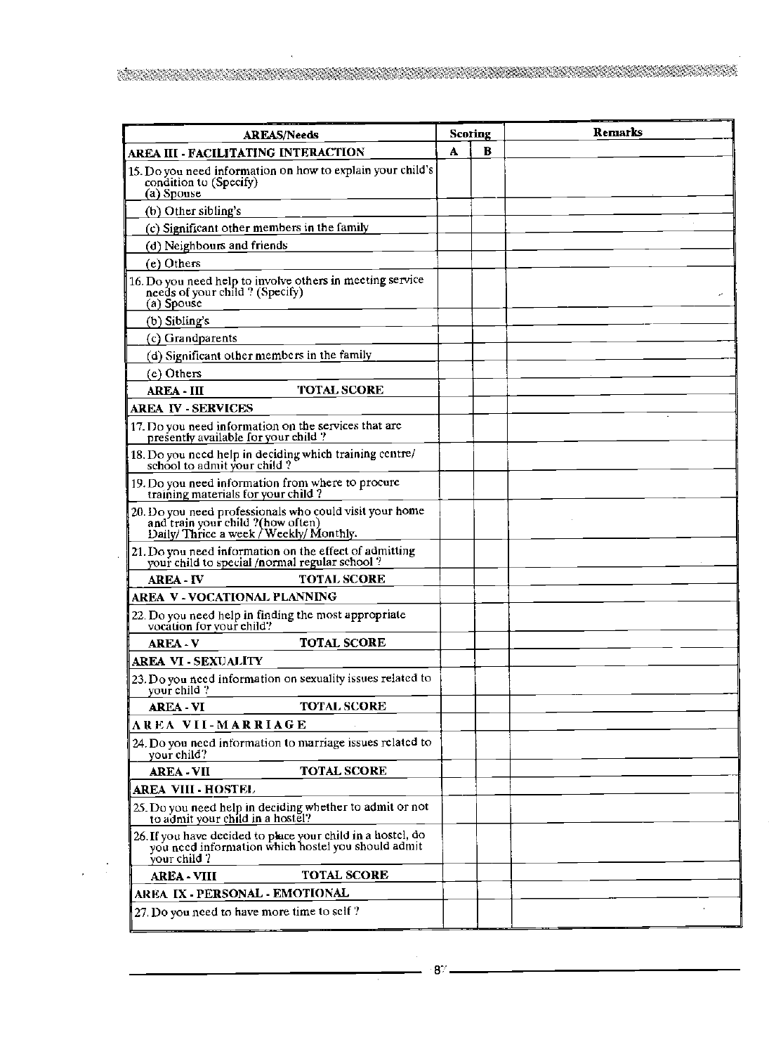| AREAS/Needs | Scoring | | Remarks |
|---|---|---|---|
| **AREA III - FACILITATING INTERACTION** | **A** | **B** | |
| 15. Do you need information on how to explain your child's condition to (Specify) (a) Spouse | | | |
| (b) Other sibling's | | | |
| (c) Significant other members in the family | | | |
| (d) Neighbours and friends | | | |
| (e) Others | | | |
| 16. Do you need help to involve others in meeting service needs of your child ? (Specify) (a) Spouse | | | |
| (b) Sibling's | | | |
| (c) Grandparents | | | |
| (d) Significant other members in the family | | | |
| (e) Others | | | |
| **AREA - III TOTAL SCORE** | | | |
| **AREA IV - SERVICES** | | | |
| 17. Do you need information on the services that are presently available for your child ? | | | |
| 18. Do you need help in deciding which training centre/ school to admit your child ? | | | |
| 19. Do you need information from where to procure training materials for your child ? | | | |
| 20. Do you need professionals who could visit your home and train your child ?(how often) Daily/ Thrice a week / Weekly/ Monthly. | | | |
| 21. Do you need information on the effect of admitting your child to special /normal regular school ? | | | |
| **AREA - IV TOTAL SCORE** | | | |
| **AREA V - VOCATIONAL PLANNING** | | | |
| 22. Do you need help in finding the most appropriate vocation for your child? | | | |
| **AREA - V TOTAL SCORE** | | | |
| **AREA VI - SEXUALITY** | | | |
| 23. Do you need information on sexuality issues related to your child ? | | | |
| **AREA - VI TOTAL SCORE** | | | |
| **AREA VII - MARRIAGE** | | | |
| 24. Do you need information to marriage issues related to your child? | | | |
| **AREA - VII TOTAL SCORE** | | | |
| **AREA VIII - HOSTEL** | | | |
| 25. Do you need help in deciding whether to admit or not to admit your child in a hostel? | | | |
| 26. If you have decided to place your child in a hostel, do you need information which hostel you should admit your child ? | | | |
| **AREA - VIII TOTAL SCORE** | | | |
| **AREA IX - PERSONAL - EMOTIONAL** | | | |
| 27. Do you need to have more time to self ? | | | |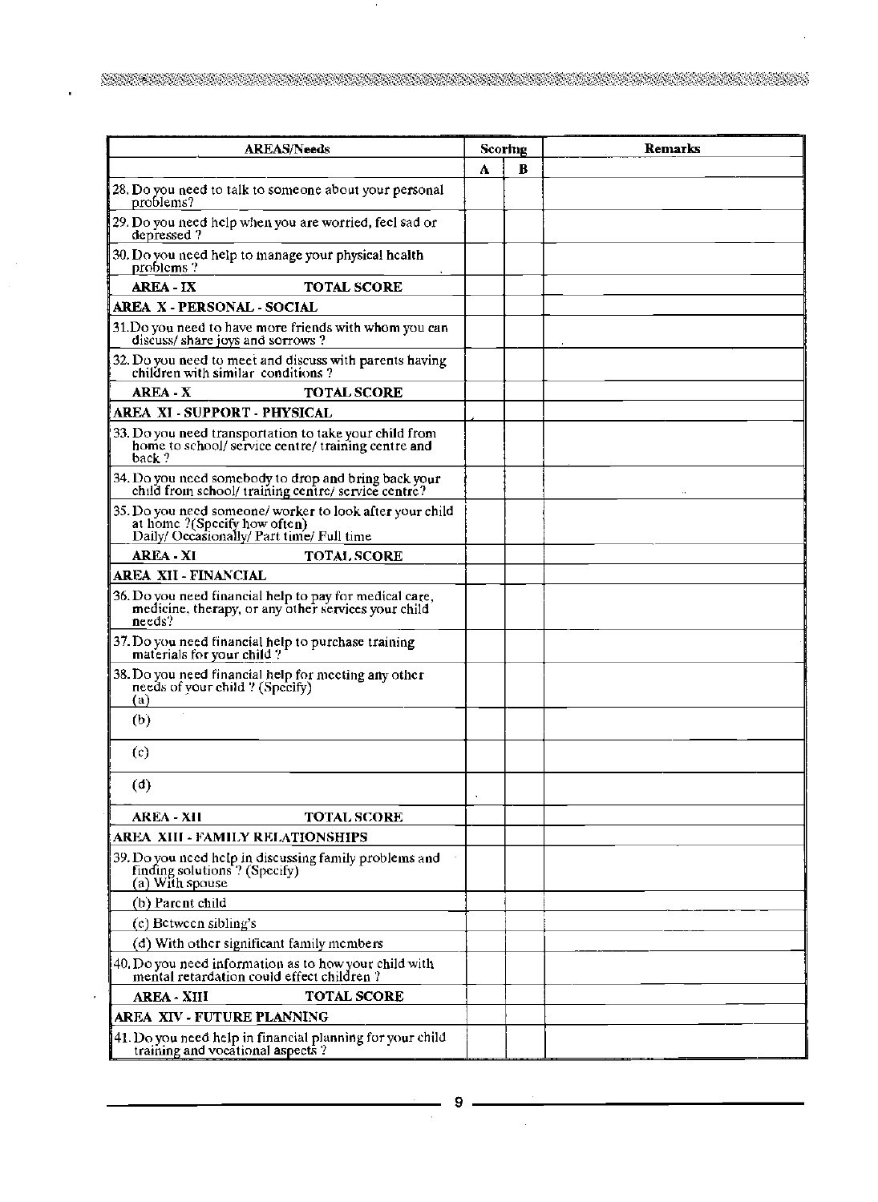| AREAS/Needs | Scoring | | Remarks |
|---|---|---|---|
| | A | B | |
| 28. Do you need to talk to someone about your personal problems? | | | |
| 29. Do you need help when you are worried, feel sad or depressed ? | | | |
| 30. Do you need help to manage your physical health problems ? | | | |
| **AREA - IX** **TOTAL SCORE** | | | |
| **AREA X - PERSONAL - SOCIAL** | | | |
| 31. Do you need to have more friends with whom you can discuss/ share joys and sorrows ? | | | |
| 32. Do you need to meet and discuss with parents having children with similar conditions ? | | | |
| **AREA - X** **TOTAL SCORE** | | | |
| **AREA XI - SUPPORT - PHYSICAL** | | | |
| 33. Do you need transportation to take your child from home to school/ service centre/ training centre and back ? | | | |
| 34. Do you need somebody to drop and bring back your child from school/ training centre/ service centre? | | | |
| 35. Do you need someone/ worker to look after your child at home ?(Specify how often) Daily/ Occasionally/ Part time/ Full time | | | |
| **AREA - XI** **TOTAL SCORE** | | | |
| **AREA XII - FINANCIAL** | | | |
| 36. Do you need financial help to pay for medical care, medicine, therapy, or any other services your child needs? | | | |
| 37. Do you need financial help to purchase training materials for your child ? | | | |
| 38. Do you need financial help for meeting any other needs of your child ? (Specify) (a) | | | |
| (b) | | | |
| (c) | | | |
| (d) | | | |
| **AREA - XII** **TOTAL SCORE** | | | |
| **AREA XIII - FAMILY RELATIONSHIPS** | | | |
| 39. Do you need help in discussing family problems and finding solutions ? (Specify) (a) With spouse | | | |
| (b) Parent child | | | |
| (c) Between sibling's | | | |
| (d) With other significant family members | | | |
| 40. Do you need information as to how your child with mental retardation could effect children ? | | | |
| **AREA - XIII** **TOTAL SCORE** | | | |
| **AREA XIV - FUTURE PLANNING** | | | |
| 41. Do you need help in financial planning for your child training and vocational aspects ? | | | |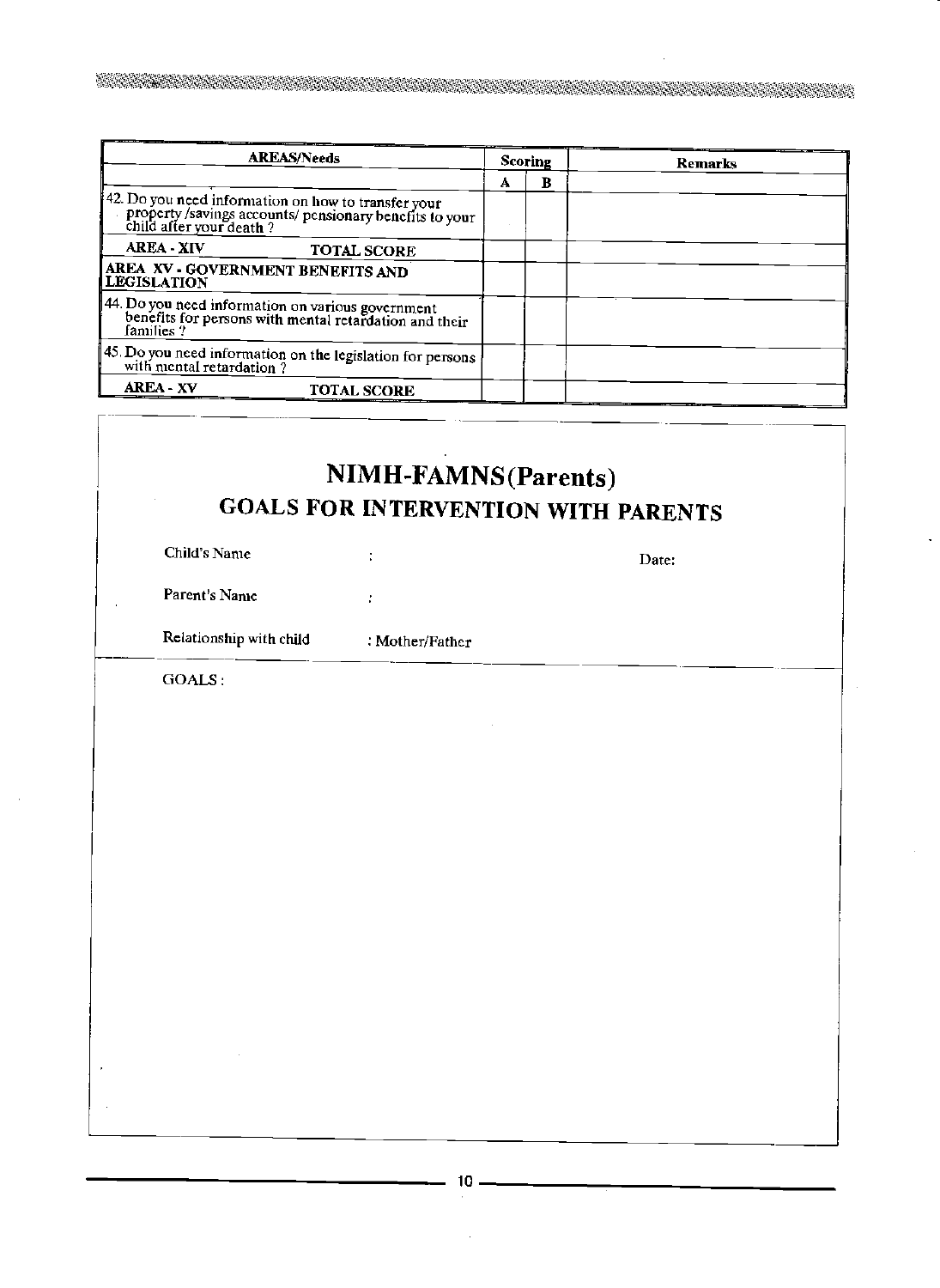| AREAS/Needs | Scoring | | Remarks |
|---|---|---|---|
| | A | B | |
| 42. Do you need information on how to transfer your property /savings accounts/ pensionary benefits to your child after your death ? | | | |
| **AREA - XIV** **TOTAL SCORE** | | | |
| **AREA XV - GOVERNMENT BENEFITS AND LEGISLATION** | | | |
| 44. Do you need information on various government benefits for persons with mental retardation and their families ? | | | |
| 45. Do you need information on the legislation for persons with mental retardation ? | | | |
| **AREA - XV** **TOTAL SCORE** | | | |

# NIMH-FAMNS(Parents)

## GOALS FOR INTERVENTION WITH PARENTS

Child's Name :

Date:

Parent's Name :

Relationship with child : Mother/Father

GOALS :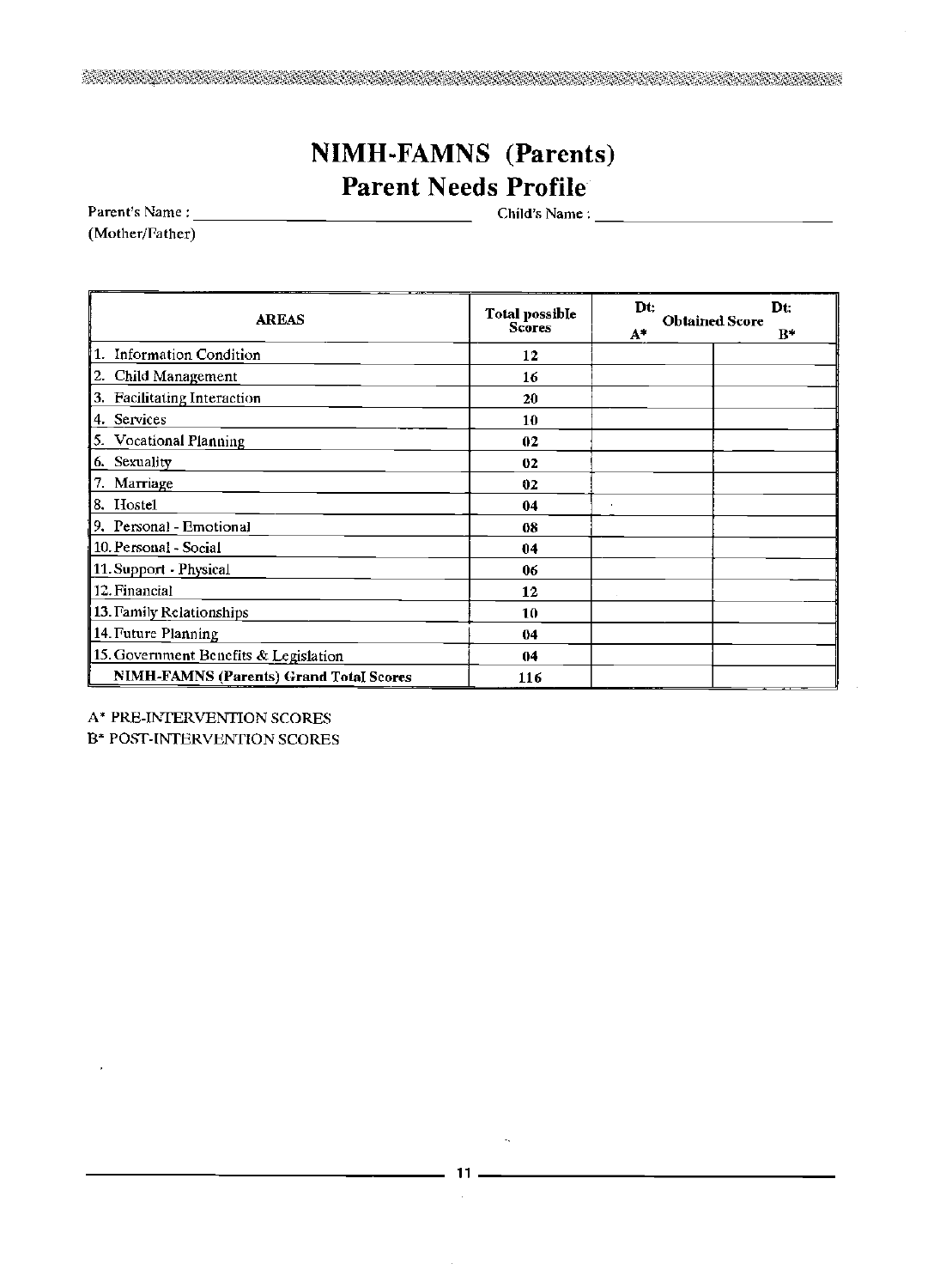# NIMH-FAMNS (Parents)

## Parent Needs Profile

Parent's Name : ____________________ Child's Name : ____________________
(Mother/Father)

| AREAS | Total possible Scores | Dt: Obtained Score A* | Dt: B* |
|---|---|---|---|
| 1. Information Condition | 12 | | |
| 2. Child Management | 16 | | |
| 3. Facilitating Interaction | 20 | | |
| 4. Services | 10 | | |
| 5. Vocational Planning | 02 | | |
| 6. Sexuality | 02 | | |
| 7. Marriage | 02 | | |
| 8. Hostel | 04 | | |
| 9. Personal - Emotional | 08 | | |
| 10. Personal - Social | 04 | | |
| 11. Support - Physical | 06 | | |
| 12. Financial | 12 | | |
| 13. Family Relationships | 10 | | |
| 14. Future Planning | 04 | | |
| 15. Government Benefits & Legislation | 04 | | |
| **NIMH-FAMNS (Parents) Grand Total Scores** | **116** | | |

A* PRE-INTERVENTION SCORES
B* POST-INTERVENTION SCORES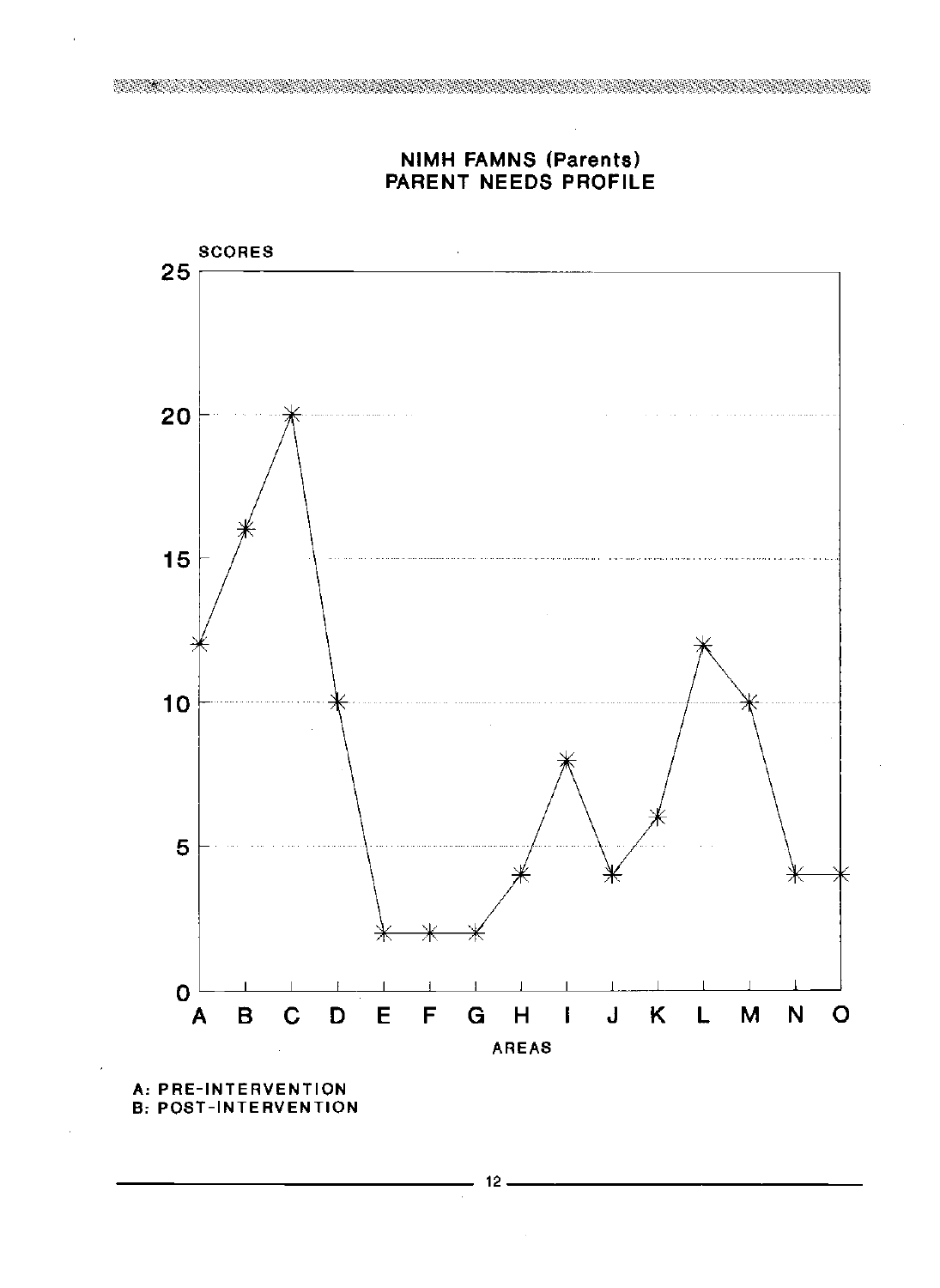## NIMH FAMNS (Parents)
## PARENT NEEDS PROFILE

| AREAS | SCORES |
|---|---|
| A | 12 |
| B | 16 |
| C | 20 |
| D | 10 |
| E | 2 |
| F | 2 |
| G | 2 |
| H | 4 |
| I | 8 |
| J | 4 |
| K | 6 |
| L | 12 |
| M | 10 |
| N | 4 |
| O | 4 |

A: PRE-INTERVENTION
B: POST-INTERVENTION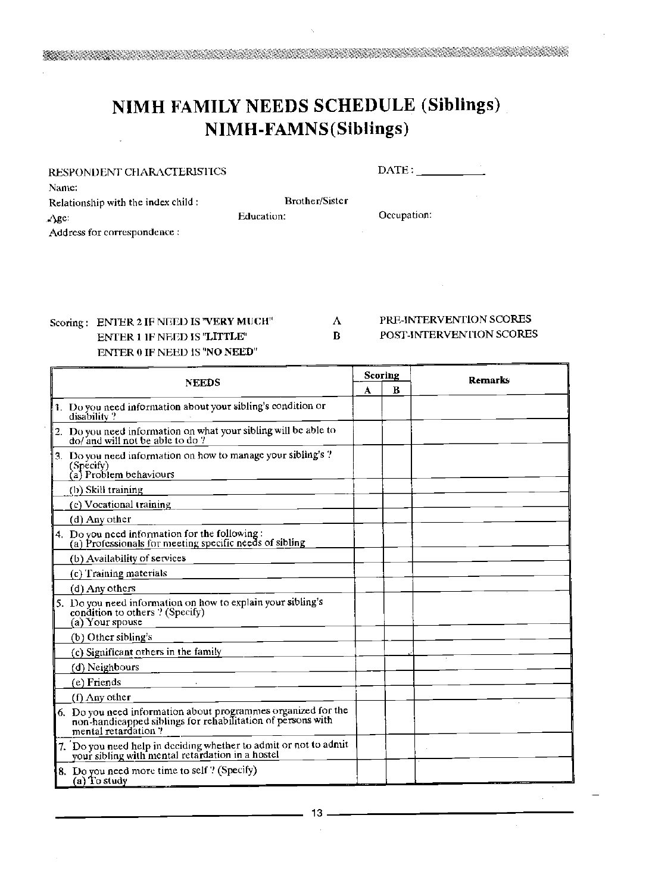# NIMH FAMILY NEEDS SCHEDULE (Siblings)
# NIMH-FAMNS(Siblings)

RESPONDENT CHARACTERISTICS

DATE : ___________

Name:

Relationship with the index child : Brother/Sister

Age: Education: Occupation:

Address for correspondence :

Scoring : ENTER 2 IF NEED IS "VERY MUCH"
ENTER 1 IF NEED IS "LITTLE"
ENTER 0 IF NEED IS "NO NEED"

A PRE-INTERVENTION SCORES
B POST-INTERVENTION SCORES

| NEEDS | Scoring | | Remarks |
|---|---|---|---|
| | A | B | |
| 1. Do you need information about your sibling's condition or disability ? | | | |
| 2. Do you need information on what your sibling will be able to do/ and will not be able to do ? | | | |
| 3. Do you need information on how to manage your sibling's ? (Specify) (a) Problem behaviours | | | |
| (b) Skill training | | | |
| (c) Vocational training | | | |
| (d) Any other | | | |
| 4. Do you need information for the following : (a) Professionals for meeting specific needs of sibling | | | |
| (b) Availability of services | | | |
| (c) Training materials | | | |
| (d) Any others | | | |
| 5. Do you need information on how to explain your sibling's condition to others ? (Specify) (a) Your spouse | | | |
| (b) Other sibling's | | | |
| (c) Significant others in the family | | | |
| (d) Neighbours | | | |
| (e) Friends | | | |
| (f) Any other | | | |
| 6. Do you need information about programmes organized for the non-handicapped siblings for rehabilitation of persons with mental retardation ? | | | |
| 7. Do you need help in deciding whether to admit or not to admit your sibling with mental retardation in a hostel | | | |
| 8. Do you need more time to self ? (Specify) (a) To study | | | |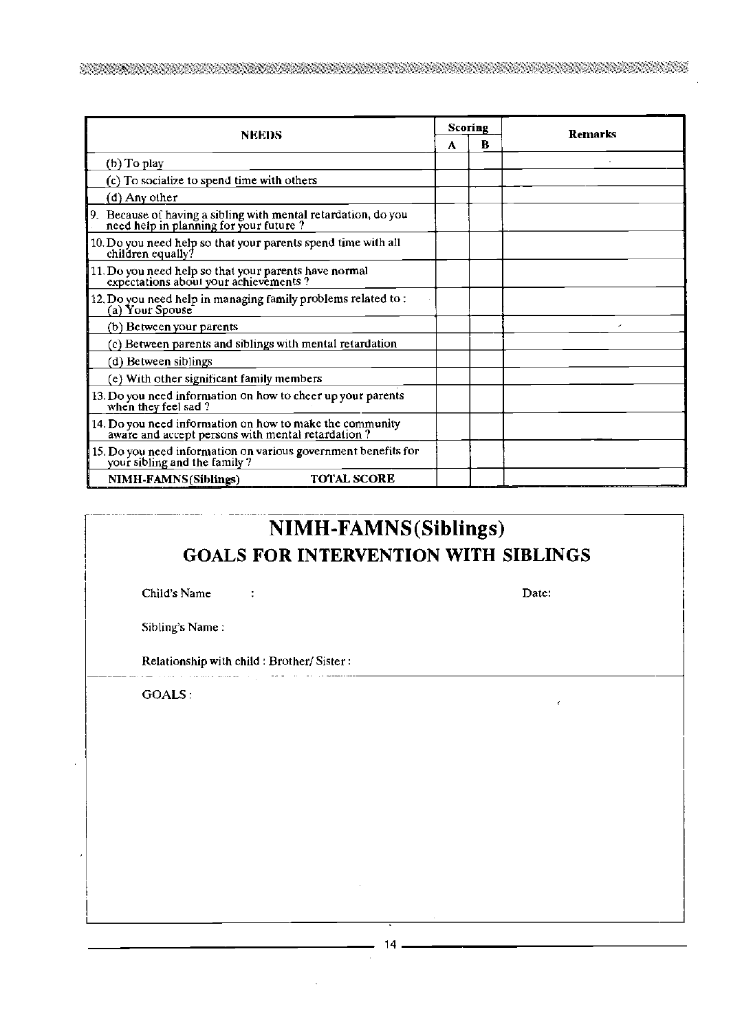| NEEDS | Scoring | | Remarks |
|---|---|---|---|
| | A | B | |
| (b) To play | | | |
| (c) To socialize to spend time with others | | | |
| (d) Any other | | | |
| 9. Because of having a sibling with mental retardation, do you need help in planning for your future ? | | | |
| 10. Do you need help so that your parents spend time with all children equally? | | | |
| 11. Do you need help so that your parents have normal expectations about your achievements ? | | | |
| 12. Do you need help in managing family problems related to : (a) Your Spouse | | | |
| (b) Between your parents | | | |
| (c) Between parents and siblings with mental retardation | | | |
| (d) Between siblings | | | |
| (e) With other significant family members | | | |
| 13. Do you need information on how to cheer up your parents when they feel sad ? | | | |
| 14. Do you need information on how to make the community aware and accept persons with mental retardation ? | | | |
| 15. Do you need information on various government benefits for your sibling and the family ? | | | |
| **NIMH-FAMNS(Siblings) TOTAL SCORE** | | | |

# NIMH-FAMNS(Siblings)

## GOALS FOR INTERVENTION WITH SIBLINGS

Child's Name :

Date:

Sibling's Name :

Relationship with child : Brother/ Sister :

GOALS :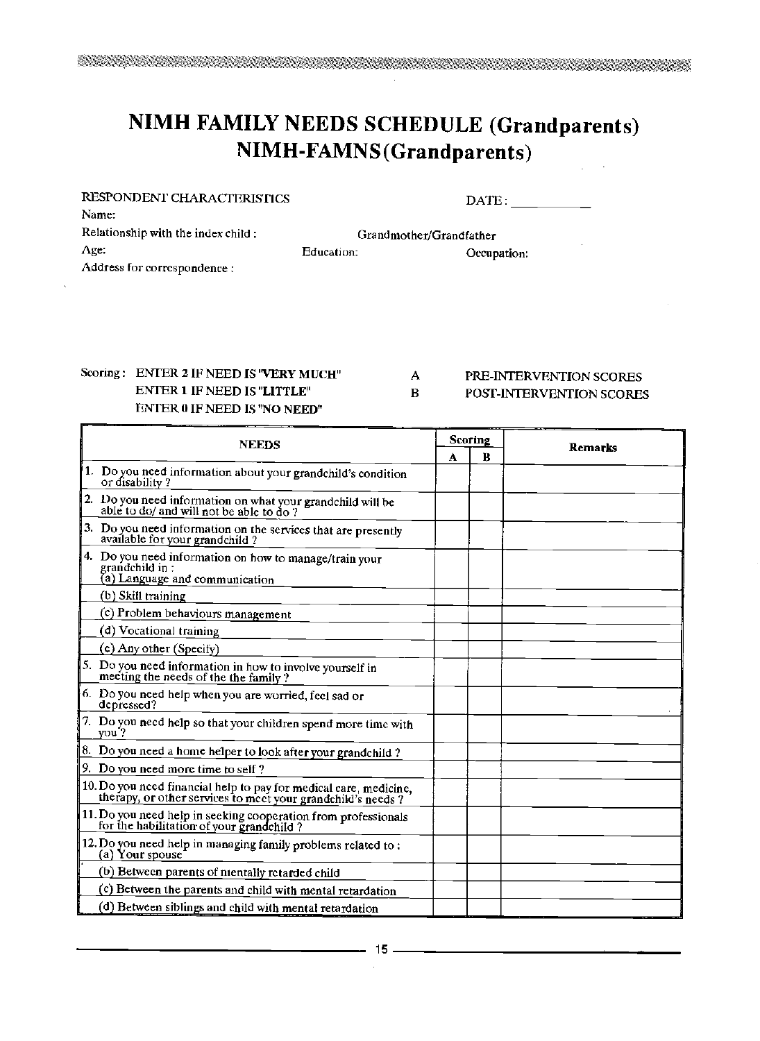# NIMH FAMILY NEEDS SCHEDULE (Grandparents)
# NIMH-FAMNS (Grandparents)

RESPONDENT CHARACTERISTICS DATE : ___________

Name:

Relationship with the index child : Grandmother/Grandfather

Age: Education: Occupation:

Address for correspondence :

Scoring: ENTER 2 IF NEED IS "VERY MUCH"
ENTER 1 IF NEED IS "LITTLE"
ENTER 0 IF NEED IS "NO NEED"

A PRE-INTERVENTION SCORES
B POST-INTERVENTION SCORES

| NEEDS | Scoring | | Remarks |
|---|---|---|---|
| | A | B | |
| 1. Do you need information about your grandchild's condition or disability ? | | | |
| 2. Do you need information on what your grandchild will be able to do/ and will not be able to do ? | | | |
| 3. Do you need information on the services that are presently available for your grandchild ? | | | |
| 4. Do you need information on how to manage/train your grandchild in : (a) Language and communication | | | |
| (b) Skill training | | | |
| (c) Problem behaviours management | | | |
| (d) Vocational training | | | |
| (e) Any other (Specify) | | | |
| 5. Do you need information in how to involve yourself in meeting the needs of the the family ? | | | |
| 6. Do you need help when you are worried, feel sad or depressed? | | | |
| 7. Do you need help so that your children spend more time with you ? | | | |
| 8. Do you need a home helper to look after your grandchild ? | | | |
| 9. Do you need more time to self ? | | | |
| 10. Do you need financial help to pay for medical care, medicine, therapy, or other services to meet your grandchild's needs ? | | | |
| 11. Do you need help in seeking cooperation from professionals for the habilitation of your grandchild ? | | | |
| 12. Do you need help in managing family problems related to : (a) Your spouse | | | |
| (b) Between parents of mentally retarded child | | | |
| (c) Between the parents and child with mental retardation | | | |
| (d) Between siblings and child with mental retardation | | | |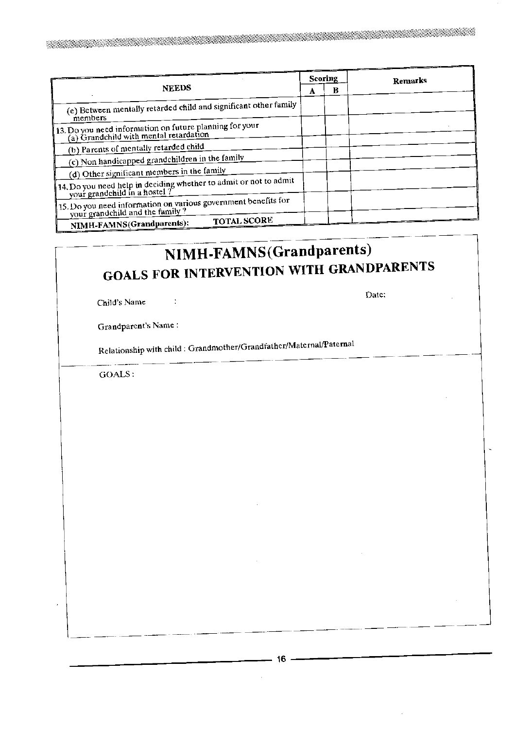| NEEDS | Scoring | | Remarks |
|---|---|---|---|
| | A | B | |
| (e) Between mentally retarded child and significant other family members | | | |
| 13. Do you need information on future planning for your (a) Grandchild with mental retardation | | | |
| (b) Parents of mentally retarded child | | | |
| (c) Non handicapped grandchildren in the family | | | |
| (d) Other significant members in the family | | | |
| 14. Do you need help in deciding whether to admit or not to admit your grandchild in a hostel ? | | | |
| 15. Do you need information on various government benefits for your grandchild and the family ? | | | |
| NIMH-FAMNS(Grandparents): TOTAL SCORE | | | |

# NIMH-FAMNS(Grandparents)

## GOALS FOR INTERVENTION WITH GRANDPARENTS

Child's Name :

Date:

Grandparent's Name :

Relationship with child : Grandmother/Grandfather/Maternal/Paternal

GOALS :